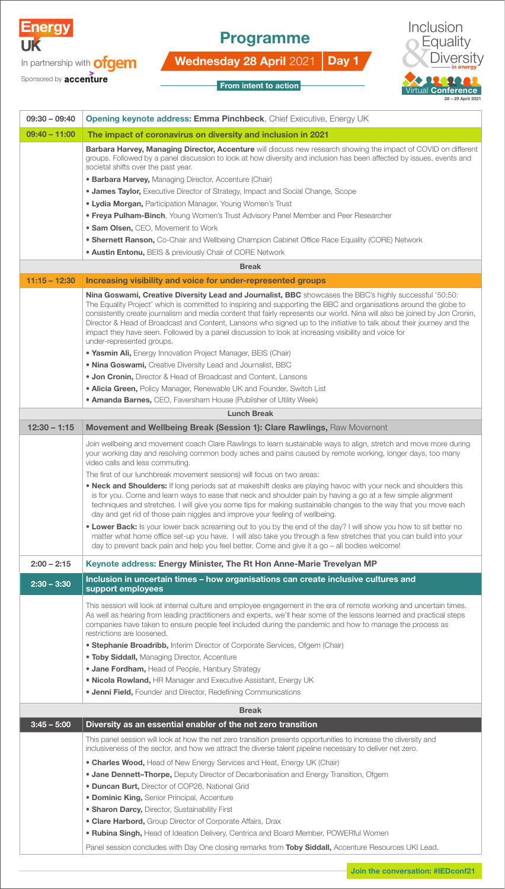Energy UK

In partnership with ofgem

Sponsored by accenture

# Programme

**Wednesday 28 April 2021 | Day 1**

**From intent to action**

Inclusion & Equality Diversity in energy

Virtual Conference 28 – 29 April 2021

| | |
|---|---|
| 09:30 – 09:40 | **Opening keynote address: Emma Pinchbeck**, Chief Executive, Energy UK |
| 09:40 – 11:00 | **The impact of coronavirus on diversity and inclusion in 2021** |
| | **Barbara Harvey, Managing Director, Accenture** will discuss new research showing the impact of COVID on different groups. Followed by a panel discussion to look at how diversity and inclusion has been affected by issues, events and societal shifts over the past year.<br>• **Barbara Harvey,** Managing Director, Accenture (Chair)<br>• **James Taylor,** Executive Director of Strategy, Impact and Social Change, Scope<br>• **Lydia Morgan,** Participation Manager, Young Women's Trust<br>• **Freya Pulham-Binch**, Young Women's Trust Advisory Panel Member and Peer Researcher<br>• **Sam Olsen,** CEO, Movement to Work<br>• **Shernett Ranson,** Co-Chair and Wellbeing Champion Cabinet Office Race Equality (CORE) Network<br>• **Austin Entonu,** BEIS & previously Chair of CORE Network |
| | **Break** |
| 11:15 – 12:30 | **Increasing visibility and voice for under-represented groups** |
| | **Nina Goswami, Creative Diversity Lead and Journalist, BBC** showcases the BBC's highly successful '50:50: The Equality Project' which is committed to inspiring and supporting the BBC and organisations around the globe to consistently create journalism and media content that fairly represents our world. Nina will also be joined by Jon Cronin, Director & Head of Broadcast and Content, Lansons who signed up to the initiative to talk about their journey and the impact they have seen. Followed by a panel discussion to look at increasing visibility and voice for under-represented groups.<br>• **Yasmin Ali,** Energy Innovation Project Manager, BEIS (Chair)<br>• **Nina Goswami,** Creative Diversity Lead and Journalist, BBC<br>• **Jon Cronin,** Director & Head of Broadcast and Content, Lansons<br>• **Alicia Green,** Policy Manager, Renewable UK and Founder, Switch List<br>• **Amanda Barnes,** CEO, Faversham House (Publisher of Utility Week) |
| | **Lunch Break** |
| 12:30 – 1:15 | **Movement and Wellbeing Break (Session 1): Clare Rawlings,** Raw Movement |
| | Join wellbeing and movement coach Clare Rawlings to learn sustainable ways to align, stretch and move more during your working day and resolving common body aches and pains caused by remote working, longer days, too many video calls and less commuting.<br>The first of our lunchbreak movement sessions) will focus on two areas:<br>• **Neck and Shoulders:** If long periods sat at makeshift desks are playing havoc with your neck and shoulders this is for you. Come and learn ways to ease that neck and shoulder pain by having a go at a few simple alignment techniques and stretches. I will give you some tips for making sustainable changes to the way that you move each day and get rid of those pain niggles and improve your feeling of wellbeing.<br>• **Lower Back:** Is your lower back screaming out to you by the end of the day? I will show you how to sit better no matter what home office set-up you have. I will also take you through a few stretches that you can build into your day to prevent back pain and help you feel better. Come and give it a go – all bodies welcome! |
| 2:00 – 2:15 | **Keynote address: Energy Minister, The Rt Hon Anne-Marie Trevelyan MP** |
| 2:30 – 3:30 | **Inclusion in uncertain times – how organisations can create inclusive cultures and support employees** |
| | This session will look at internal culture and employee engagement in the era of remote working and uncertain times. As well as hearing from leading practitioners and experts, we'll hear some of the lessons learned and practical steps companies have taken to ensure people feel included during the pandemic and how to manage the process as restrictions are loosened.<br>• **Stephanie Broadribb,** Interim Director of Corporate Services, Ofgem (Chair)<br>• **Toby Siddall,** Managing Director, Accenture<br>• **Jane Fordham,** Head of People, Hanbury Strategy<br>• **Nicola Rowland,** HR Manager and Executive Assistant, Energy UK<br>• **Jenni Field,** Founder and Director, Redefining Communications |
| | **Break** |
| 3:45 – 5:00 | **Diversity as an essential enabler of the net zero transition** |
| | This panel session will look at how the net zero transition presents opportunities to increase the diversity and inclusiveness of the sector, and how we attract the diverse talent pipeline necessary to deliver net zero.<br>• **Charles Wood,** Head of New Energy Services and Heat, Energy UK (Chair)<br>• **Jane Dennett–Thorpe,** Deputy Director of Decarbonisation and Energy Transition, Ofgem<br>• **Duncan Burt,** Director of COP26, National Grid<br>• **Dominic King,** Senior Principal, Accenture<br>• **Sharon Darcy,** Director, Sustainability First<br>• **Clare Harbord,** Group Director of Corporate Affairs, Drax<br>• **Rubina Singh,** Head of Ideation Delivery, Centrica and Board Member, POWERful Women<br>Panel session concludes with Day One closing remarks from **Toby Siddall,** Accenture Resources UKI Lead. |

**Join the conversation: #IEDconf21**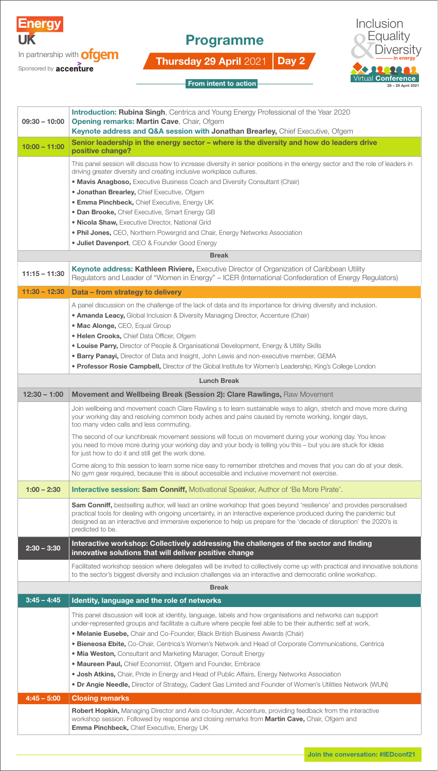Energy UK

In partnership with ofgem

Sponsored by accenture

# Programme

**Thursday 29 April** 2021 | **Day 2**

**From intent to action**

Inclusion & Equality Diversity in energy
Virtual **Conference**
28 – 29 April 2021

| | |
|---|---|
| 09:30 – 10:00 | **Introduction: Rubina Singh**, Centrica and Young Energy Professional of the Year 2020<br>**Opening remarks: Martin Cave**, Chair, Ofgem<br>**Keynote address and Q&A session with Jonathan Brearley,** Chief Executive, Ofgem |
| 10:00 – 11:00 | **Senior leadership in the energy sector – where is the diversity and how do leaders drive positive change?** |
| | This panel session will discuss how to increase diversity in senior positions in the energy sector and the role of leaders in driving greater diversity and creating inclusive workplace cultures.<br>• **Mavis Anagboso,** Executive Business Coach and Diversity Consultant (Chair)<br>• **Jonathan Brearley,** Chief Executive, Ofgem<br>• **Emma Pinchbeck,** Chief Executive, Energy UK<br>• **Dan Brooke,** Chief Executive, Smart Energy GB<br>• **Nicola Shaw,** Executive Director, National Grid<br>• **Phil Jones,** CEO, Northern Powergrid and Chair, Energy Networks Association<br>• **Juliet Davenport**, CEO & Founder Good Energy |
| | **Break** |
| 11:15 – 11:30 | **Keynote address: Kathleen Riviere,** Executive Director of Organization of Caribbean Utility Regulators and Leader of "Women in Energy" – ICER (International Confederation of Energy Regulators) |
| 11:30 – 12:30 | **Data – from strategy to delivery** |
| | A panel discussion on the challenge of the lack of data and its importance for driving diversity and inclusion.<br>• **Amanda Leacy,** Global Inclusion & Diversity Managing Director, Accenture (Chair)<br>• **Mac Alonge,** CEO, Equal Group<br>• **Helen Crooks,** Chief Data Officer, Ofgem<br>• **Louise Parry,** Director of People & Organisational Development, Energy & Utility Skills<br>• **Barry Panayi,** Director of Data and Insight, John Lewis and non-executive member, GEMA<br>• **Professor Rosie Campbell,** Director of the Global Institute for Women's Leadership, King's College London |
| | **Lunch Break** |
| 12:30 – 1:00 | **Movement and Wellbeing Break (Session 2): Clare Rawlings,** Raw Movement |
| | Join wellbeing and movement coach Clare Rawling s to learn sustainable ways to align, stretch and move more during your working day and resolving common body aches and pains caused by remote working, longer days, too many video calls and less commuting.<br>The second of our lunchbreak movement sessions will focus on movement during your working day. You know you need to move more during your working day and your body is telling you this – but you are stuck for ideas for just how to do it and still get the work done.<br>Come along to this session to learn some nice easy to remember stretches and moves that you can do at your desk. No gym gear required, because this is about accessible and inclusive movement not exercise. |
| 1:00 – 2:30 | **Interactive session: Sam Conniff,** Motivational Speaker, Author of 'Be More Pirate'. |
| | **Sam Conniff,** bestselling author, will lead an online workshop that goes beyond 'resilience' and provides personalised practical tools for dealing with ongoing uncertainty, in an interactive experience produced during the pandemic but designed as an interactive and immersive experience to help us prepare for the 'decade of disruption' the 2020's is predicted to be. |
| 2:30 – 3:30 | **Interactive workshop: Collectively addressing the challenges of the sector and finding innovative solutions that will deliver positive change** |
| | Facilitated workshop session where delegates will be invited to collectively come up with practical and innovative solutions to the sector's biggest diversity and inclusion challenges via an interactive and democratic online workshop. |
| | **Break** |
| 3:45 – 4:45 | **Identity, language and the role of networks** |
| | This panel discussion will look at identity, language, labels and how organisations and networks can support under-represented groups and facilitate a culture where people feel able to be their authentic self at work.<br>• **Melanie Eusebe,** Chair and Co-Founder, Black British Business Awards (Chair)<br>• **Bieneosa Ebite,** Co-Chair, Centrica's Women's Network and Head of Corporate Communications, Centrica<br>• **Mia Weston,** Consultant and Marketing Manager, Consult Energy<br>• **Maureen Paul,** Chief Economist, Ofgem and Founder, Embrace<br>• **Josh Atkins,** Chair, Pride in Energy and Head of Public Affairs, Energy Networks Association<br>• **Dr Angie Needle,** Director of Strategy, Cadent Gas Limited and Founder of Women's Utilities Network (WUN) |
| 4:45 – 5:00 | **Closing remarks** |
| | **Robert Hopkin,** Managing Director and Axis co-founder, Accenture, providing feedback from the interactive workshop session. Followed by response and closing remarks from **Martin Cave,** Chair, Ofgem and **Emma Pinchbeck,** Chief Executive, Energy UK |

**Join the conversation: #IEDconf21**